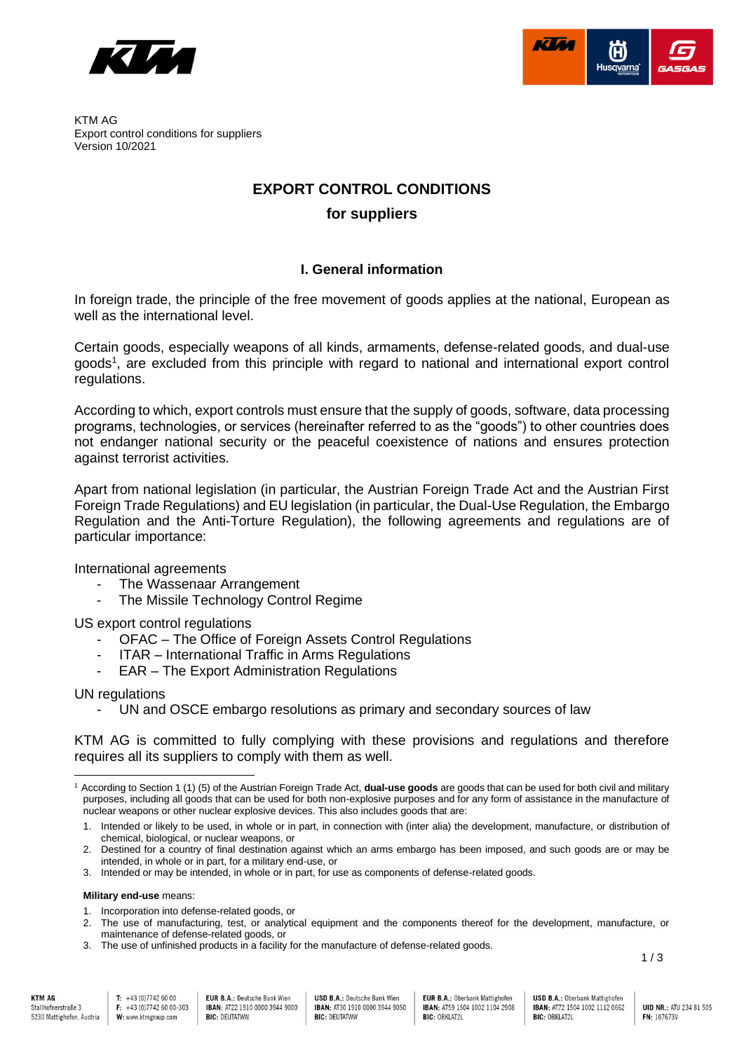KTM AG
Export control conditions for suppliers
Version 10/2021

# EXPORT CONTROL CONDITIONS
## for suppliers

### I. General information

In foreign trade, the principle of the free movement of goods applies at the national, European as well as the international level.

Certain goods, especially weapons of all kinds, armaments, defense-related goods, and dual-use goods[1], are excluded from this principle with regard to national and international export control regulations.

According to which, export controls must ensure that the supply of goods, software, data processing programs, technologies, or services (hereinafter referred to as the "goods") to other countries does not endanger national security or the peaceful coexistence of nations and ensures protection against terrorist activities.

Apart from national legislation (in particular, the Austrian Foreign Trade Act and the Austrian First Foreign Trade Regulations) and EU legislation (in particular, the Dual-Use Regulation, the Embargo Regulation and the Anti-Torture Regulation), the following agreements and regulations are of particular importance:

International agreements
- The Wassenaar Arrangement
- The Missile Technology Control Regime

US export control regulations
- OFAC – The Office of Foreign Assets Control Regulations
- ITAR – International Traffic in Arms Regulations
- EAR – The Export Administration Regulations

UN regulations
- UN and OSCE embargo resolutions as primary and secondary sources of law

KTM AG is committed to fully complying with these provisions and regulations and therefore requires all its suppliers to comply with them as well.

---

[1] According to Section 1 (1) (5) of the Austrian Foreign Trade Act, **dual-use goods** are goods that can be used for both civil and military purposes, including all goods that can be used for both non-explosive purposes and for any form of assistance in the manufacture of nuclear weapons or other nuclear explosive devices. This also includes goods that are:

1. Intended or likely to be used, in whole or in part, in connection with (inter alia) the development, manufacture, or distribution of chemical, biological, or nuclear weapons, or
2. Destined for a country of final destination against which an arms embargo has been imposed, and such goods are or may be intended, in whole or in part, for a military end-use, or
3. Intended or may be intended, in whole or in part, for use as components of defense-related goods.

**Military end-use** means:

1. Incorporation into defense-related goods, or
2. The use of manufacturing, test, or analytical equipment and the components thereof for the development, manufacture, or maintenance of defense-related goods, or
3. The use of unfinished products in a facility for the manufacture of defense-related goods.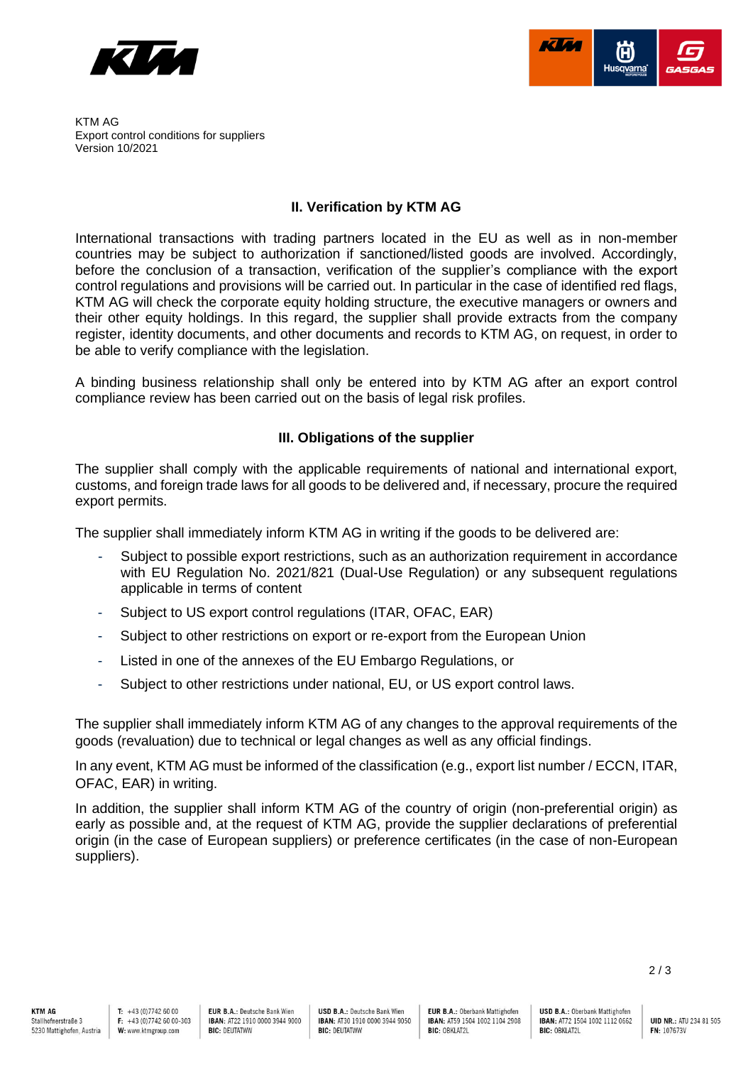## II. Verification by KTM AG

International transactions with trading partners located in the EU as well as in non-member countries may be subject to authorization if sanctioned/listed goods are involved. Accordingly, before the conclusion of a transaction, verification of the supplier's compliance with the export control regulations and provisions will be carried out. In particular in the case of identified red flags, KTM AG will check the corporate equity holding structure, the executive managers or owners and their other equity holdings. In this regard, the supplier shall provide extracts from the company register, identity documents, and other documents and records to KTM AG, on request, in order to be able to verify compliance with the legislation.

A binding business relationship shall only be entered into by KTM AG after an export control compliance review has been carried out on the basis of legal risk profiles.

## III. Obligations of the supplier

The supplier shall comply with the applicable requirements of national and international export, customs, and foreign trade laws for all goods to be delivered and, if necessary, procure the required export permits.

The supplier shall immediately inform KTM AG in writing if the goods to be delivered are:

- Subject to possible export restrictions, such as an authorization requirement in accordance with EU Regulation No. 2021/821 (Dual-Use Regulation) or any subsequent regulations applicable in terms of content
- Subject to US export control regulations (ITAR, OFAC, EAR)
- Subject to other restrictions on export or re-export from the European Union
- Listed in one of the annexes of the EU Embargo Regulations, or
- Subject to other restrictions under national, EU, or US export control laws.

The supplier shall immediately inform KTM AG of any changes to the approval requirements of the goods (revaluation) due to technical or legal changes as well as any official findings.

In any event, KTM AG must be informed of the classification (e.g., export list number / ECCN, ITAR, OFAC, EAR) in writing.

In addition, the supplier shall inform KTM AG of the country of origin (non-preferential origin) as early as possible and, at the request of KTM AG, provide the supplier declarations of preferential origin (in the case of European suppliers) or preference certificates (in the case of non-European suppliers).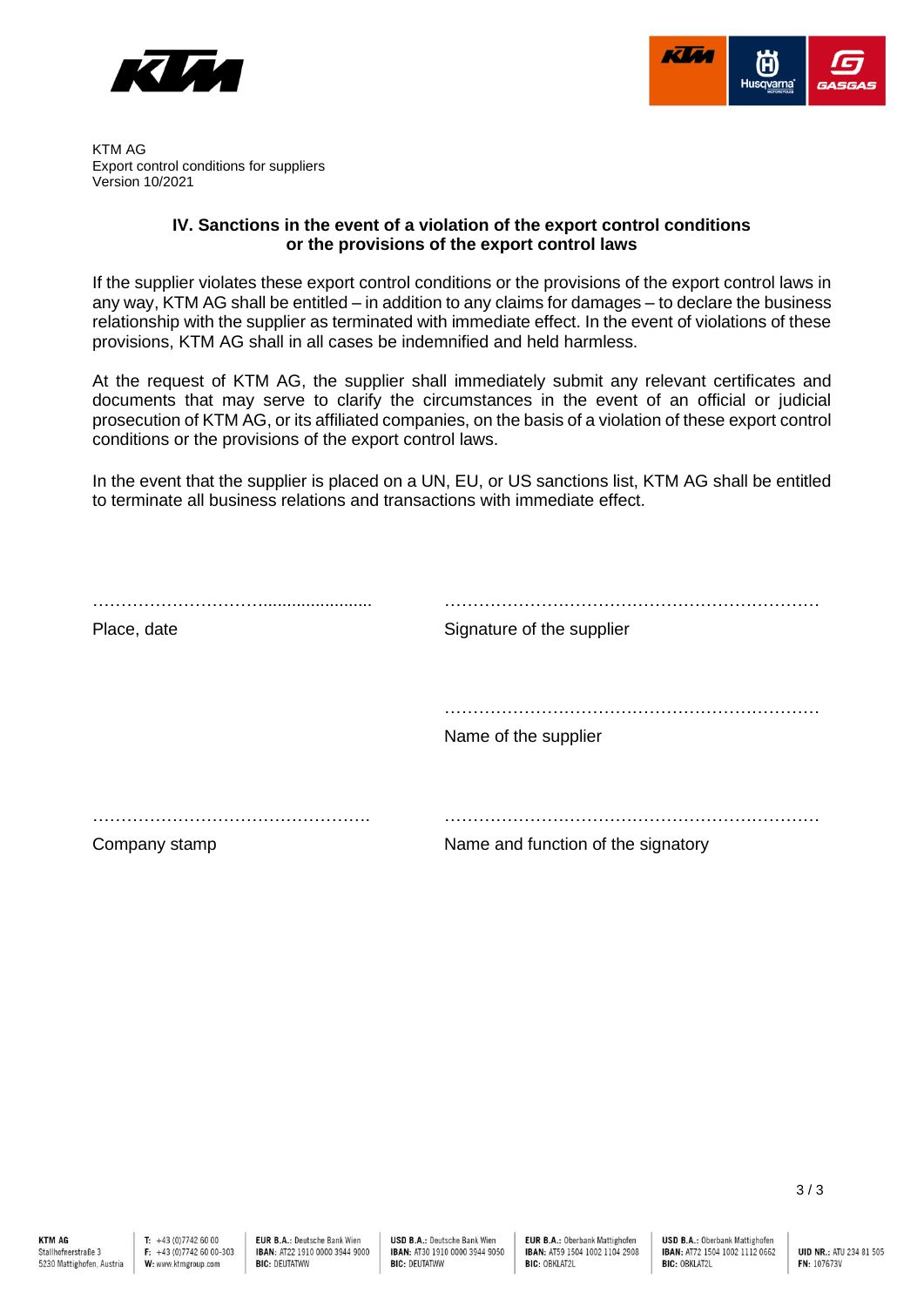KTM AG
Export control conditions for suppliers
Version 10/2021

## IV. Sanctions in the event of a violation of the export control conditions or the provisions of the export control laws

If the supplier violates these export control conditions or the provisions of the export control laws in any way, KTM AG shall be entitled – in addition to any claims for damages – to declare the business relationship with the supplier as terminated with immediate effect. In the event of violations of these provisions, KTM AG shall in all cases be indemnified and held harmless.

At the request of KTM AG, the supplier shall immediately submit any relevant certificates and documents that may serve to clarify the circumstances in the event of an official or judicial prosecution of KTM AG, or its affiliated companies, on the basis of a violation of these export control conditions or the provisions of the export control laws.

In the event that the supplier is placed on a UN, EU, or US sanctions list, KTM AG shall be entitled to terminate all business relations and transactions with immediate effect.

| | |
|---|---|
| …………………………………… | …………………………………………………………… |
| Place, date | Signature of the supplier |
| | …………………………………………………………… |
| | Name of the supplier |
| …………………………………………… | …………………………………………………………… |
| Company stamp | Name and function of the signatory |

KTM AG
Stallhofnerstraße 3
5230 Mattighofen, Austria

T: +43 (0)7742 60 00
F: +43 (0)7742 60 00-303
W: www.ktmgroup.com

EUR B.A.: Deutsche Bank Wien
IBAN: AT22 1910 0000 3944 9000
BIC: DEUTATWW

USD B.A.: Deutsche Bank Wien
IBAN: AT30 1910 0000 3944 9050
BIC: DEUTATWW

EUR B.A.: Oberbank Mattighofen
IBAN: AT59 1504 1002 1104 2908
BIC: OBKLAT2L

USD B.A.: Oberbank Mattighofen
IBAN: AT72 1504 1002 1112 0662
BIC: OBKLAT2L

UID NR.: ATU 234 81 505
FN: 107673V